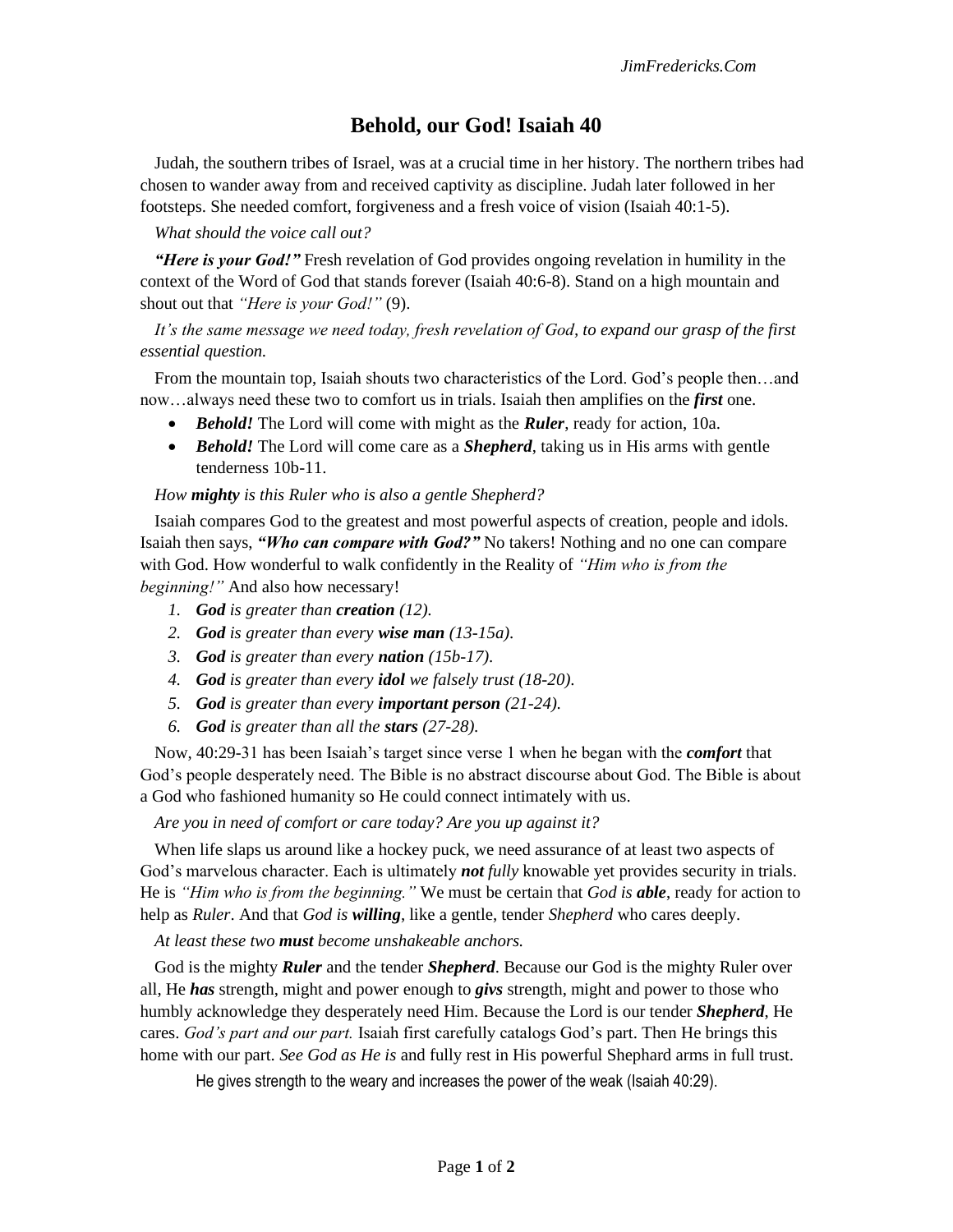# Behold, our God! Isaiah 40

Judah, the southern tribes of Israel, was at a crucial time in her history. The northern tribes had chosen to wander away from and received captivity as discipline. Judah later followed in her footsteps. She needed comfort, forgiveness and a fresh voice of vision (Isaiah 40:1-5).

*What should the voice call out?*

***"Here is your God!"*** Fresh revelation of God provides ongoing revelation in humility in the context of the Word of God that stands forever (Isaiah 40:6-8). Stand on a high mountain and shout out that *"Here is your God!"* (9).

*It's the same message we need today, fresh revelation of God, to expand our grasp of the first essential question.*

From the mountain top, Isaiah shouts two characteristics of the Lord. God's people then…and now…always need these two to comfort us in trials. Isaiah then amplifies on the ***first*** one.

- ***Behold!*** The Lord will come with might as the ***Ruler***, ready for action, 10a.
- ***Behold!*** The Lord will come care as a ***Shepherd***, taking us in His arms with gentle tenderness 10b-11.

*How **mighty** is this Ruler who is also a gentle Shepherd?*

Isaiah compares God to the greatest and most powerful aspects of creation, people and idols. Isaiah then says, ***"Who can compare with God?"*** No takers! Nothing and no one can compare with God. How wonderful to walk confidently in the Reality of *"Him who is from the beginning!"* And also how necessary!

1. ***God*** *is greater than* ***creation*** *(12).*
2. ***God*** *is greater than every* ***wise man*** *(13-15a).*
3. ***God*** *is greater than every* ***nation*** *(15b-17).*
4. ***God*** *is greater than every* ***idol*** *we falsely trust (18-20).*
5. ***God*** *is greater than every* ***important person*** *(21-24).*
6. ***God*** *is greater than all the* ***stars*** *(27-28).*

Now, 40:29-31 has been Isaiah's target since verse 1 when he began with the ***comfort*** that God's people desperately need. The Bible is no abstract discourse about God. The Bible is about a God who fashioned humanity so He could connect intimately with us.

*Are you in need of comfort or care today? Are you up against it?*

When life slaps us around like a hockey puck, we need assurance of at least two aspects of God's marvelous character. Each is ultimately ***not*** *fully* knowable yet provides security in trials. He is *"Him who is from the beginning."* We must be certain that *God is **able***, ready for action to help as *Ruler*. And that *God is **willing***, like a gentle, tender *Shepherd* who cares deeply.

*At least these two **must** become unshakeable anchors.*

God is the mighty ***Ruler*** and the tender ***Shepherd***. Because our God is the mighty Ruler over all, He ***has*** strength, might and power enough to ***givs*** strength, might and power to those who humbly acknowledge they desperately need Him. Because the Lord is our tender ***Shepherd***, He cares. *God's part and our part.* Isaiah first carefully catalogs God's part. Then He brings this home with our part. *See God as He is* and fully rest in His powerful Shephard arms in full trust.

> He gives strength to the weary and increases the power of the weak (Isaiah 40:29).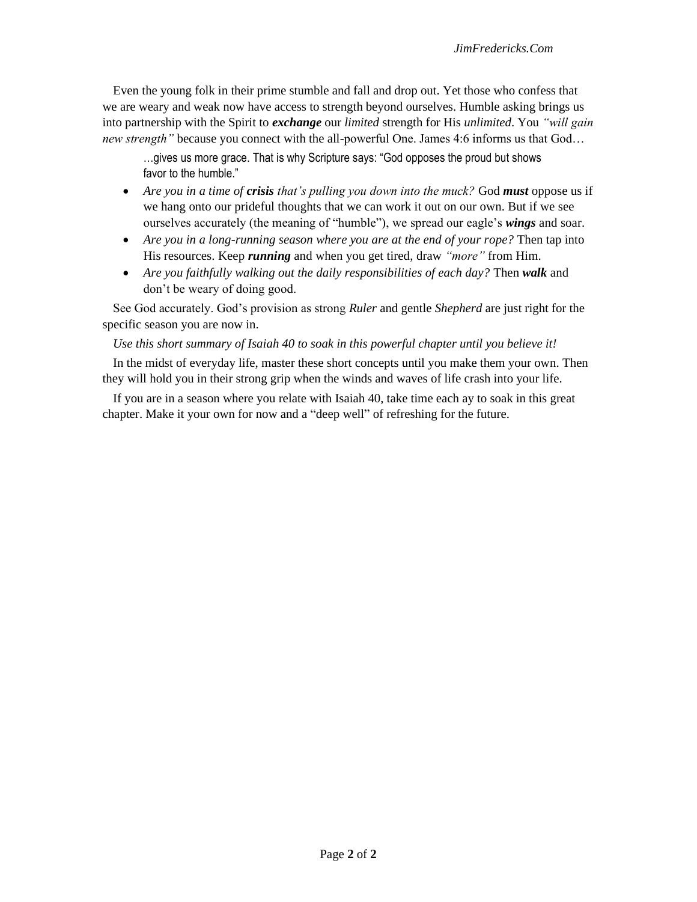Even the young folk in their prime stumble and fall and drop out. Yet those who confess that we are weary and weak now have access to strength beyond ourselves. Humble asking brings us into partnership with the Spirit to ***exchange*** our *limited* strength for His *unlimited*. You *"will gain new strength"* because you connect with the all-powerful One. James 4:6 informs us that God…

> …gives us more grace. That is why Scripture says: "God opposes the proud but shows favor to the humble."

- *Are you in a time of **crisis** that's pulling you down into the muck?* God ***must*** oppose us if we hang onto our prideful thoughts that we can work it out on our own. But if we see ourselves accurately (the meaning of "humble"), we spread our eagle's ***wings*** and soar.
- *Are you in a long-running season where you are at the end of your rope?* Then tap into His resources. Keep ***running*** and when you get tired, draw *"more"* from Him.
- *Are you faithfully walking out the daily responsibilities of each day?* Then ***walk*** and don't be weary of doing good.

See God accurately. God's provision as strong *Ruler* and gentle *Shepherd* are just right for the specific season you are now in.

*Use this short summary of Isaiah 40 to soak in this powerful chapter until you believe it!*

In the midst of everyday life, master these short concepts until you make them your own. Then they will hold you in their strong grip when the winds and waves of life crash into your life.

If you are in a season where you relate with Isaiah 40, take time each ay to soak in this great chapter. Make it your own for now and a "deep well" of refreshing for the future.